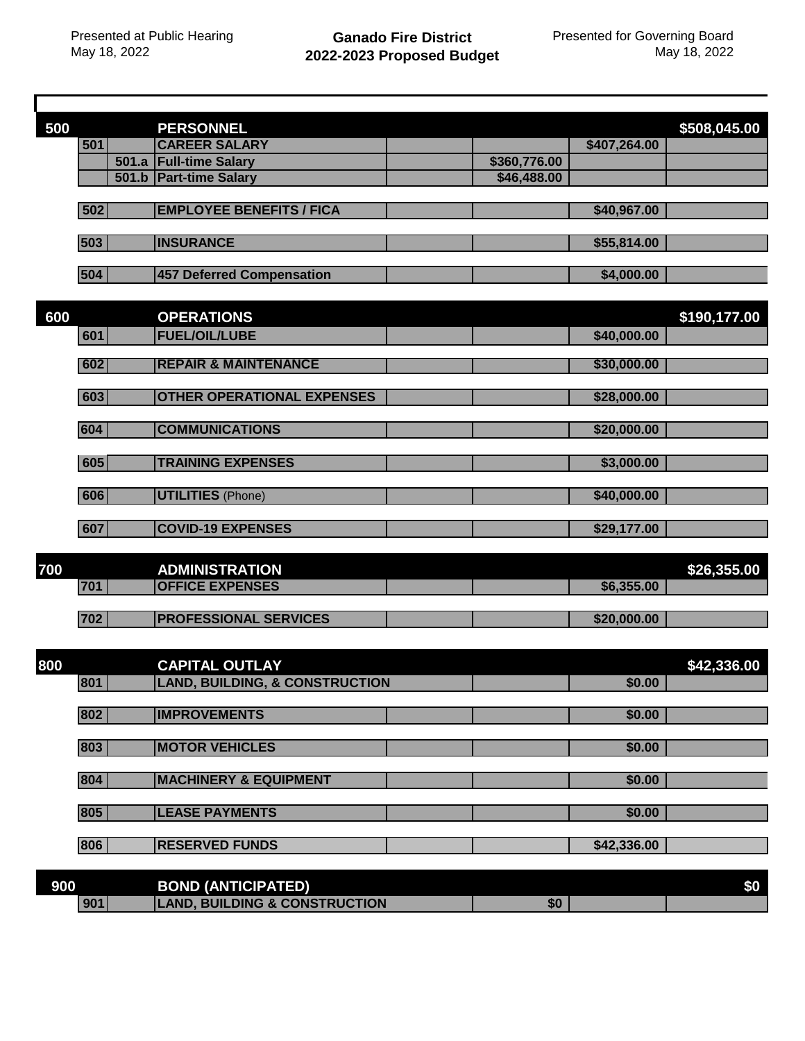Presented at Public Hearing
May 18, 2022

**Ganado Fire District**
**2022-2023 Proposed Budget**

Presented for Governing Board
May 18, 2022

| Code | Sub | Description | | Sub-item | Line Item | Category Total |
|---|---|---|---|---|---|---|
| **500** | | **PERSONNEL** | | | | **$508,045.00** |
| 501 | | **CAREER SALARY** | | | $407,264.00 | |
| | 501.a | **Full-time Salary** | | $360,776.00 | | |
| | 501.b | **Part-time Salary** | | $46,488.00 | | |
| 502 | | **EMPLOYEE BENEFITS / FICA** | | | $40,967.00 | |
| 503 | | **INSURANCE** | | | $55,814.00 | |
| 504 | | **457 Deferred Compensation** | | | $4,000.00 | |
| **600** | | **OPERATIONS** | | | | **$190,177.00** |
| 601 | | **FUEL/OIL/LUBE** | | | $40,000.00 | |
| 602 | | **REPAIR & MAINTENANCE** | | | $30,000.00 | |
| 603 | | **OTHER OPERATIONAL EXPENSES** | | | $28,000.00 | |
| 604 | | **COMMUNICATIONS** | | | $20,000.00 | |
| 605 | | **TRAINING EXPENSES** | | | $3,000.00 | |
| 606 | | **UTILITIES** (Phone) | | | $40,000.00 | |
| 607 | | **COVID-19 EXPENSES** | | | $29,177.00 | |
| **700** | | **ADMINISTRATION** | | | | **$26,355.00** |
| 701 | | **OFFICE EXPENSES** | | | $6,355.00 | |
| 702 | | **PROFESSIONAL SERVICES** | | | $20,000.00 | |
| **800** | | **CAPITAL OUTLAY** | | | | **$42,336.00** |
| 801 | | **LAND, BUILDING, & CONSTRUCTION** | | | $0.00 | |
| 802 | | **IMPROVEMENTS** | | | $0.00 | |
| 803 | | **MOTOR VEHICLES** | | | $0.00 | |
| 804 | | **MACHINERY & EQUIPMENT** | | | $0.00 | |
| 805 | | **LEASE PAYMENTS** | | | $0.00 | |
| 806 | | **RESERVED FUNDS** | | | $42,336.00 | |
| **900** | | **BOND (ANTICIPATED)** | | | | **$0** |
| 901 | | **LAND, BUILDING & CONSTRUCTION** | | $0 | | |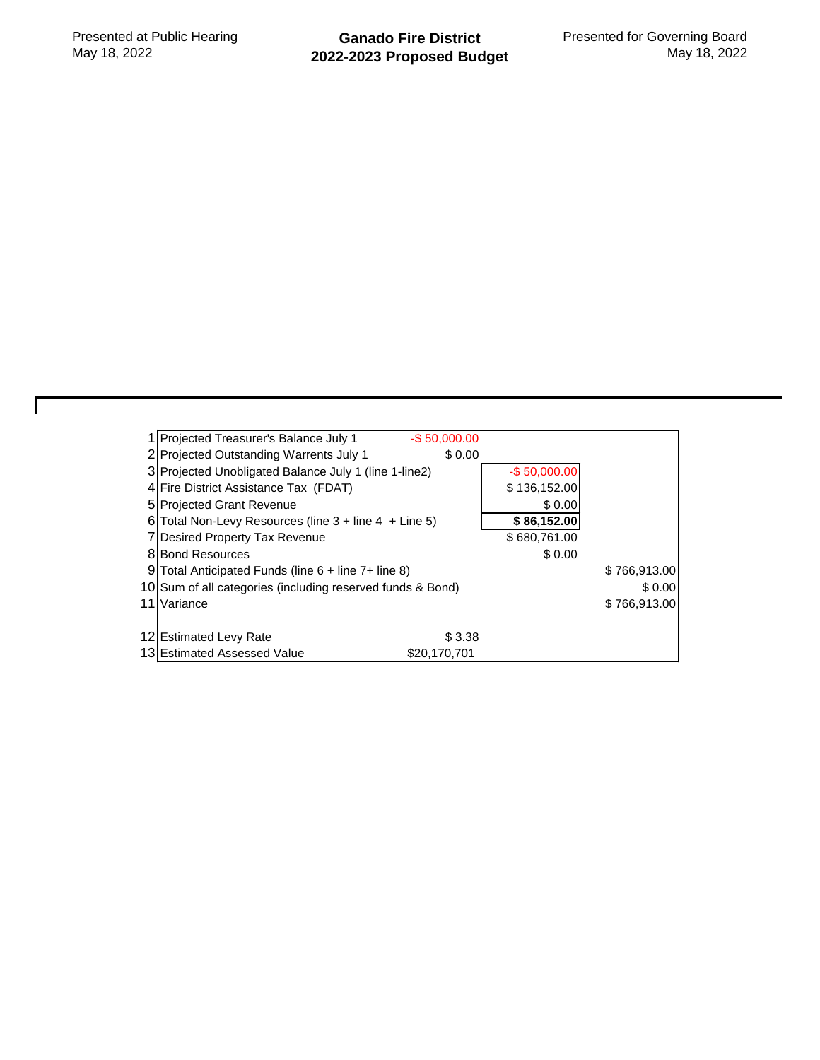Presented at Public Hearing
May 18, 2022

# Ganado Fire District
## 2022-2023 Proposed Budget

Presented for Governing Board
May 18, 2022

| | | | | |
|---|---|---|---|---|
| 1 | Projected Treasurer's Balance July 1 | -$ 50,000.00 | | |
| 2 | Projected Outstanding Warrents July 1 | $ 0.00 | | |
| 3 | Projected Unobligated Balance July 1 (line 1-line2) | | -$ 50,000.00 | |
| 4 | Fire District Assistance Tax (FDAT) | | $ 136,152.00 | |
| 5 | Projected Grant Revenue | | $ 0.00 | |
| 6 | Total Non-Levy Resources (line 3 + line 4 + Line 5) | | **$ 86,152.00** | |
| 7 | Desired Property Tax Revenue | | $ 680,761.00 | |
| 8 | Bond Resources | | $ 0.00 | |
| 9 | Total Anticipated Funds (line 6 + line 7+ line 8) | | | $ 766,913.00 |
| 10 | Sum of all categories (including reserved funds & Bond) | | | $ 0.00 |
| 11 | Variance | | | $ 766,913.00 |
| | | | | |
| 12 | Estimated Levy Rate | $ 3.38 | | |
| 13 | Estimated Assessed Value | $20,170,701 | | |